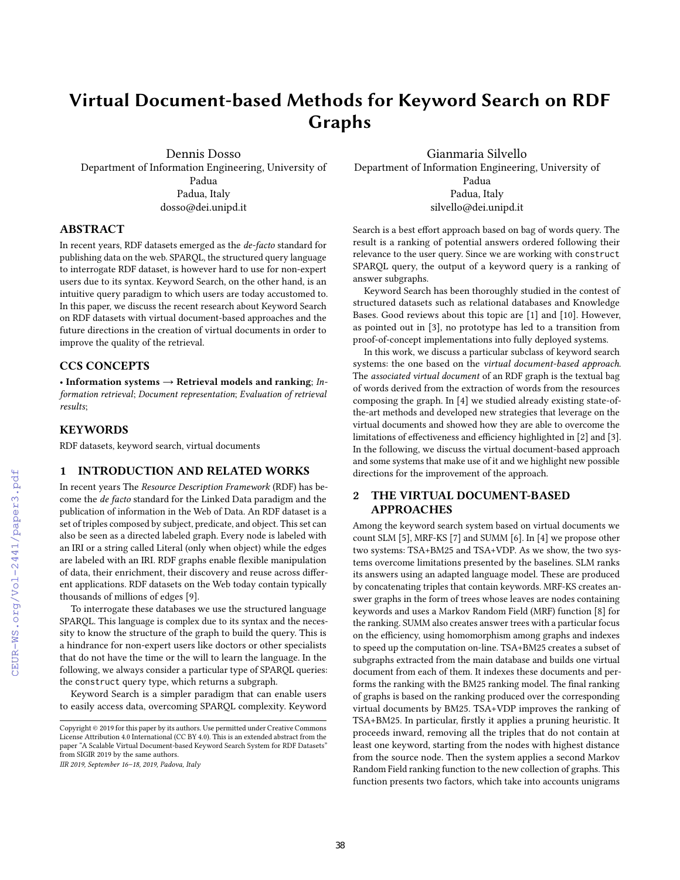# Virtual Document-based Methods for Keyword Search on RDF Graphs

Dennis Dosso
Department of Information Engineering, University of Padua
Padua, Italy
dosso@dei.unipd.it

Gianmaria Silvello
Department of Information Engineering, University of Padua
Padua, Italy
silvello@dei.unipd.it

## ABSTRACT

In recent years, RDF datasets emerged as the *de-facto* standard for publishing data on the web. SPARQL, the structured query language to interrogate RDF dataset, is however hard to use for non-expert users due to its syntax. Keyword Search, on the other hand, is an intuitive query paradigm to which users are today accustomed to. In this paper, we discuss the recent research about Keyword Search on RDF datasets with virtual document-based approaches and the future directions in the creation of virtual documents in order to improve the quality of the retrieval.

## CCS CONCEPTS

• **Information systems → Retrieval models and ranking**; *Information retrieval*; *Document representation*; *Evaluation of retrieval results*;

## KEYWORDS

RDF datasets, keyword search, virtual documents

## 1 INTRODUCTION AND RELATED WORKS

In recent years The *Resource Description Framework* (RDF) has become the *de facto* standard for the Linked Data paradigm and the publication of information in the Web of Data. An RDF dataset is a set of triples composed by subject, predicate, and object. This set can also be seen as a directed labeled graph. Every node is labeled with an IRI or a string called Literal (only when object) while the edges are labeled with an IRI. RDF graphs enable flexible manipulation of data, their enrichment, their discovery and reuse across different applications. RDF datasets on the Web today contain typically thousands of millions of edges [9].

To interrogate these databases we use the structured language SPARQL. This language is complex due to its syntax and the necessity to know the structure of the graph to build the query. This is a hindrance for non-expert users like doctors or other specialists that do not have the time or the will to learn the language. In the following, we always consider a particular type of SPARQL queries: the `construct` query type, which returns a subgraph.

Keyword Search is a simpler paradigm that can enable users to easily access data, overcoming SPARQL complexity. Keyword Search is a best effort approach based on bag of words query. The result is a ranking of potential answers ordered following their relevance to the user query. Since we are working with `construct` SPARQL query, the output of a keyword query is a ranking of answer subgraphs.

Keyword Search has been thoroughly studied in the contest of structured datasets such as relational databases and Knowledge Bases. Good reviews about this topic are [1] and [10]. However, as pointed out in [3], no prototype has led to a transition from proof-of-concept implementations into fully deployed systems.

In this work, we discuss a particular subclass of keyword search systems: the one based on the *virtual document-based approach*. The *associated virtual document* of an RDF graph is the textual bag of words derived from the extraction of words from the resources composing the graph. In [4] we studied already existing state-of-the-art methods and developed new strategies that leverage on the virtual documents and showed how they are able to overcome the limitations of effectiveness and efficiency highlighted in [2] and [3]. In the following, we discuss the virtual document-based approach and some systems that make use of it and we highlight new possible directions for the improvement of the approach.

## 2 THE VIRTUAL DOCUMENT-BASED APPROACHES

Among the keyword search system based on virtual documents we count SLM [5], MRF-KS [7] and SUMM [6]. In [4] we propose other two systems: TSA+BM25 and TSA+VDP. As we show, the two systems overcome limitations presented by the baselines. SLM ranks its answers using an adapted language model. These are produced by concatenating triples that contain keywords. MRF-KS creates answer graphs in the form of trees whose leaves are nodes containing keywords and uses a Markov Random Field (MRF) function [8] for the ranking. SUMM also creates answer trees with a particular focus on the efficiency, using homomorphism among graphs and indexes to speed up the computation on-line. TSA+BM25 creates a subset of subgraphs extracted from the main database and builds one virtual document from each of them. It indexes these documents and performs the ranking with the BM25 ranking model. The final ranking of graphs is based on the ranking produced over the corresponding virtual documents by BM25. TSA+VDP improves the ranking of TSA+BM25. In particular, firstly it applies a pruning heuristic. It proceeds inward, removing all the triples that do not contain at least one keyword, starting from the nodes with highest distance from the source node. Then the system applies a second Markov Random Field ranking function to the new collection of graphs. This function presents two factors, which take into accounts unigrams

Copyright © 2019 for this paper by its authors. Use permitted under Creative Commons License Attribution 4.0 International (CC BY 4.0). This is an extended abstract from the paper "A Scalable Virtual Document-based Keyword Search System for RDF Datasets" from SIGIR 2019 by the same authors.
*IIR 2019, September 16–18, 2019, Padova, Italy*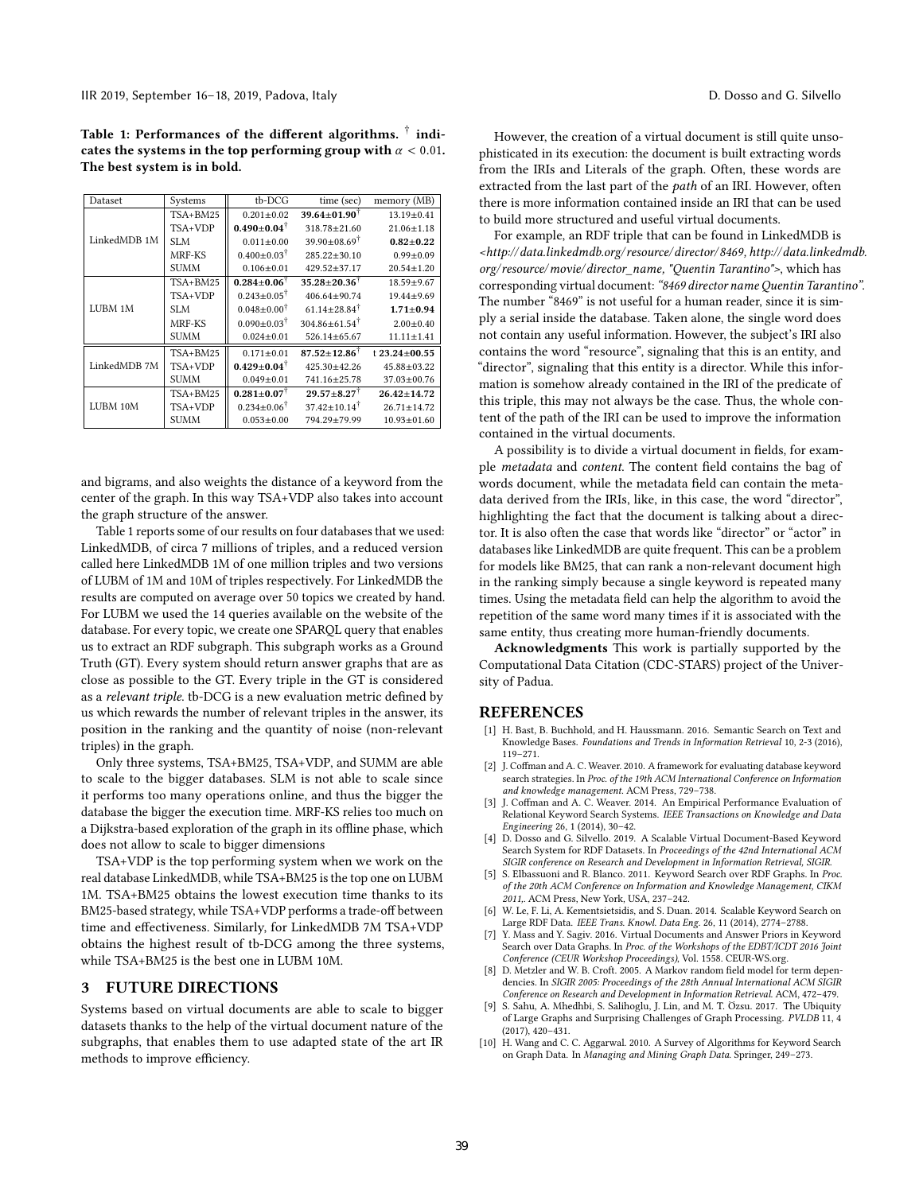**Table 1: Performances of the different algorithms. † indicates the systems in the top performing group with $\alpha < 0.01$. The best system is in bold.**

| Dataset | Systems | tb-DCG | time (sec) | memory (MB) |
|---|---|---|---|---|
| LinkedMDB 1M | TSA+BM25 | 0.201±0.02 | **39.64±01.90**† | 13.19±0.41 |
| | TSA+VDP | **0.490±0.04**† | 318.78±21.60 | 21.06±1.18 |
| | SLM | 0.011±0.00 | 39.90±08.69† | **0.82±0.22** |
| | MRF-KS | 0.400±0.03† | 285.22±30.10 | 0.99±0.09 |
| | SUMM | 0.106±0.01 | 429.52±37.17 | 20.54±1.20 |
| LUBM 1M | TSA+BM25 | **0.284±0.06**† | **35.28±20.36**† | 18.59±9.67 |
| | TSA+VDP | 0.243±0.05† | 406.64±90.74 | 19.44±9.69 |
| | SLM | 0.048±0.00† | 61.14±28.84† | **1.71±0.94** |
| | MRF-KS | 0.090±0.03† | 304.86±61.54† | 2.00±0.40 |
| | SUMM | 0.024±0.01 | 526.14±65.67 | 11.11±1.41 |
| LinkedMDB 7M | TSA+BM25 | 0.171±0.01 | **87.52±12.86**† | † **23.24±00.55** |
| | TSA+VDP | **0.429±0.04**† | 425.30±42.26 | 45.88±03.22 |
| | SUMM | 0.049±0.01 | 741.16±25.78 | 37.03±00.76 |
| LUBM 10M | TSA+BM25 | **0.281±0.07**† | **29.57±8.27**† | **26.42±14.72** |
| | TSA+VDP | 0.234±0.06† | 37.42±10.14† | 26.71±14.72 |
| | SUMM | 0.053±0.00 | 794.29±79.99 | 10.93±01.60 |

and bigrams, and also weights the distance of a keyword from the center of the graph. In this way TSA+VDP also takes into account the graph structure of the answer.

Table 1 reports some of our results on four databases that we used: LinkedMDB, of circa 7 millions of triples, and a reduced version called here LinkedMDB 1M of one million triples and two versions of LUBM of 1M and 10M of triples respectively. For LinkedMDB the results are computed on average over 50 topics we created by hand. For LUBM we used the 14 queries available on the website of the database. For every topic, we create one SPARQL query that enables us to extract an RDF subgraph. This subgraph works as a Ground Truth (GT). Every system should return answer graphs that are as close as possible to the GT. Every triple in the GT is considered as a *relevant triple*. tb-DCG is a new evaluation metric defined by us which rewards the number of relevant triples in the answer, its position in the ranking and the quantity of noise (non-relevant triples) in the graph.

Only three systems, TSA+BM25, TSA+VDP, and SUMM are able to scale to the bigger databases. SLM is not able to scale since it performs too many operations online, and thus the bigger the database the bigger the execution time. MRF-KS relies too much on a Dijkstra-based exploration of the graph in its offline phase, which does not allow to scale to bigger dimensions

TSA+VDP is the top performing system when we work on the real database LinkedMDB, while TSA+BM25 is the top one on LUBM 1M. TSA+BM25 obtains the lowest execution time thanks to its BM25-based strategy, while TSA+VDP performs a trade-off between time and effectiveness. Similarly, for LinkedMDB 7M TSA+VDP obtains the highest result of tb-DCG among the three systems, while TSA+BM25 is the best one in LUBM 10M.

## 3 FUTURE DIRECTIONS

Systems based on virtual documents are able to scale to bigger datasets thanks to the help of the virtual document nature of the subgraphs, that enables them to use adapted state of the art IR methods to improve efficiency.

However, the creation of a virtual document is still quite unsophisticated in its execution: the document is built extracting words from the IRIs and Literals of the graph. Often, these words are extracted from the last part of the *path* of an IRI. However, often there is more information contained inside an IRI that can be used to build more structured and useful virtual documents.

For example, an RDF triple that can be found in LinkedMDB is *<http://data.linkedmdb.org/resource/director/8469, http://data.linkedmdb.org/resource/movie/director_name, "Quentin Tarantino">*, which has corresponding virtual document: *"8469 director name Quentin Tarantino"*. The number "8469" is not useful for a human reader, since it is simply a serial inside the database. Taken alone, the single word does not contain any useful information. However, the subject's IRI also contains the word "resource", signaling that this is an entity, and "director", signaling that this entity is a director. While this information is somehow already contained in the IRI of the predicate of this triple, this may not always be the case. Thus, the whole content of the path of the IRI can be used to improve the information contained in the virtual documents.

A possibility is to divide a virtual document in fields, for example *metadata* and *content*. The content field contains the bag of words document, while the metadata field can contain the metadata derived from the IRIs, like, in this case, the word "director", highlighting the fact that the document is talking about a director. It is also often the case that words like "director" or "actor" in databases like LinkedMDB are quite frequent. This can be a problem for models like BM25, that can rank a non-relevant document high in the ranking simply because a single keyword is repeated many times. Using the metadata field can help the algorithm to avoid the repetition of the same word many times if it is associated with the same entity, thus creating more human-friendly documents.

**Acknowledgments** This work is partially supported by the Computational Data Citation (CDC-STARS) project of the University of Padua.

## REFERENCES

[1] H. Bast, B. Buchhold, and H. Haussmann. 2016. Semantic Search on Text and Knowledge Bases. *Foundations and Trends in Information Retrieval* 10, 2-3 (2016), 119–271.

[2] J. Coffman and A. C. Weaver. 2010. A framework for evaluating database keyword search strategies. In *Proc. of the 19th ACM International Conference on Information and knowledge management*. ACM Press, 729–738.

[3] J. Coffman and A. C. Weaver. 2014. An Empirical Performance Evaluation of Relational Keyword Search Systems. *IEEE Transactions on Knowledge and Data Engineering* 26, 1 (2014), 30–42.

[4] D. Dosso and G. Silvello. 2019. A Scalable Virtual Document-Based Keyword Search System for RDF Datasets. In *Proceedings of the 42nd International ACM SIGIR conference on Research and Development in Information Retrieval, SIGIR*.

[5] S. Elbassuoni and R. Blanco. 2011. Keyword Search over RDF Graphs. In *Proc. of the 20th ACM Conference on Information and Knowledge Management, CIKM 2011,*. ACM Press, New York, USA, 237–242.

[6] W. Le, F. Li, A. Kementsietsidis, and S. Duan. 2014. Scalable Keyword Search on Large RDF Data. *IEEE Trans. Knowl. Data Eng.* 26, 11 (2014), 2774–2788.

[7] Y. Mass and Y. Sagiv. 2016. Virtual Documents and Answer Priors in Keyword Search over Data Graphs. In *Proc. of the Workshops of the EDBT/ICDT 2016 Joint Conference (CEUR Workshop Proceedings)*, Vol. 1558. CEUR-WS.org.

[8] D. Metzler and W. B. Croft. 2005. A Markov random field model for term dependencies. In *SIGIR 2005: Proceedings of the 28th Annual International ACM SIGIR Conference on Research and Development in Information Retrieval*. ACM, 472–479.

[9] S. Sahu, A. Mhedhbi, S. Salihoglu, J. Lin, and M. T. Özsu. 2017. The Ubiquity of Large Graphs and Surprising Challenges of Graph Processing. *PVLDB* 11, 4 (2017), 420–431.

[10] H. Wang and C. C. Aggarwal. 2010. A Survey of Algorithms for Keyword Search on Graph Data. In *Managing and Mining Graph Data*. Springer, 249–273.